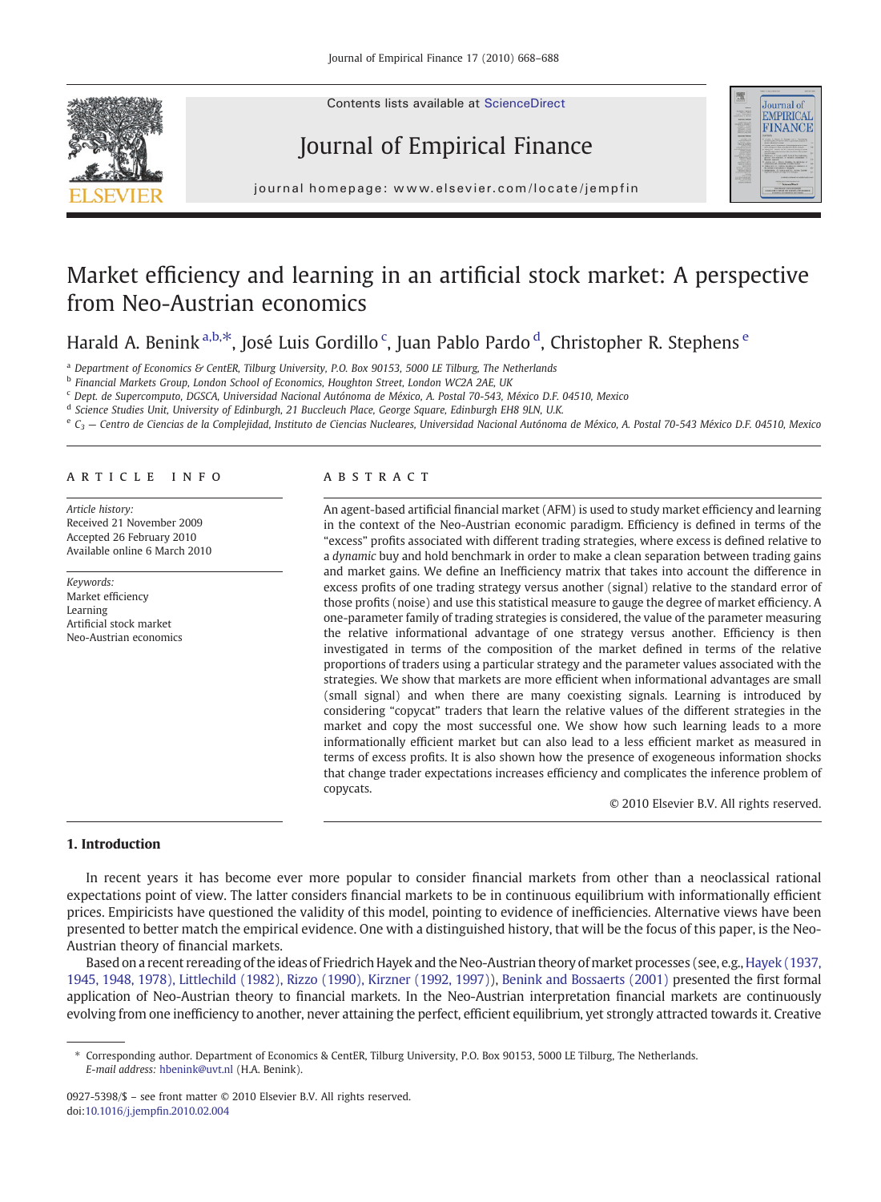# Market efficiency and learning in an artificial stock market: A perspective from Neo-Austrian economics

Harald A. Benink [a,b,*], José Luis Gordillo [c], Juan Pablo Pardo [d], Christopher R. Stephens [e]

[a] Department of Economics & CentER, Tilburg University, P.O. Box 90153, 5000 LE Tilburg, The Netherlands
[b] Financial Markets Group, London School of Economics, Houghton Street, London WC2A 2AE, UK
[c] Dept. de Supercomputo, DGSCA, Universidad Nacional Autónoma de México, A. Postal 70-543, México D.F. 04510, Mexico
[d] Science Studies Unit, University of Edinburgh, 21 Buccleuch Place, George Square, Edinburgh EH8 9LN, U.K.
[e] $C_3$ — Centro de Ciencias de la Complejidad, Instituto de Ciencias Nucleares, Universidad Nacional Autónoma de México, A. Postal 70-543 México D.F. 04510, Mexico

## ARTICLE INFO

*Article history:*
Received 21 November 2009
Accepted 26 February 2010
Available online 6 March 2010

*Keywords:*
Market efficiency
Learning
Artificial stock market
Neo-Austrian economics

## ABSTRACT

An agent-based artificial financial market (AFM) is used to study market efficiency and learning in the context of the Neo-Austrian economic paradigm. Efficiency is defined in terms of the "excess" profits associated with different trading strategies, where excess is defined relative to a *dynamic* buy and hold benchmark in order to make a clean separation between trading gains and market gains. We define an Inefficiency matrix that takes into account the difference in excess profits of one trading strategy versus another (signal) relative to the standard error of those profits (noise) and use this statistical measure to gauge the degree of market efficiency. A one-parameter family of trading strategies is considered, the value of the parameter measuring the relative informational advantage of one strategy versus another. Efficiency is then investigated in terms of the composition of the market defined in terms of the relative proportions of traders using a particular strategy and the parameter values associated with the strategies. We show that markets are more efficient when informational advantages are small (small signal) and when there are many coexisting signals. Learning is introduced by considering "copycat" traders that learn the relative values of the different strategies in the market and copy the most successful one. We show how such learning leads to a more informationally efficient market but can also lead to a less efficient market as measured in terms of excess profits. It is also shown how the presence of exogeneous information shocks that change trader expectations increases efficiency and complicates the inference problem of copycats.

© 2010 Elsevier B.V. All rights reserved.

## 1. Introduction

In recent years it has become ever more popular to consider financial markets from other than a neoclassical rational expectations point of view. The latter considers financial markets to be in continuous equilibrium with informationally efficient prices. Empiricists have questioned the validity of this model, pointing to evidence of inefficiencies. Alternative views have been presented to better match the empirical evidence. One with a distinguished history, that will be the focus of this paper, is the Neo-Austrian theory of financial markets.

Based on a recent rereading of the ideas of Friedrich Hayek and the Neo-Austrian theory of market processes (see, e.g., Hayek (1937, 1945, 1948, 1978), Littlechild (1982), Rizzo (1990), Kirzner (1992, 1997)), Benink and Bossaerts (2001) presented the first formal application of Neo-Austrian theory to financial markets. In the Neo-Austrian interpretation financial markets are continuously evolving from one inefficiency to another, never attaining the perfect, efficient equilibrium, yet strongly attracted towards it. Creative

---

* Corresponding author. Department of Economics & CentER, Tilburg University, P.O. Box 90153, 5000 LE Tilburg, The Netherlands.
*E-mail address:* hbenink@uvt.nl (H.A. Benink).

0927-5398/$ – see front matter © 2010 Elsevier B.V. All rights reserved.
doi:10.1016/j.jempfin.2010.02.004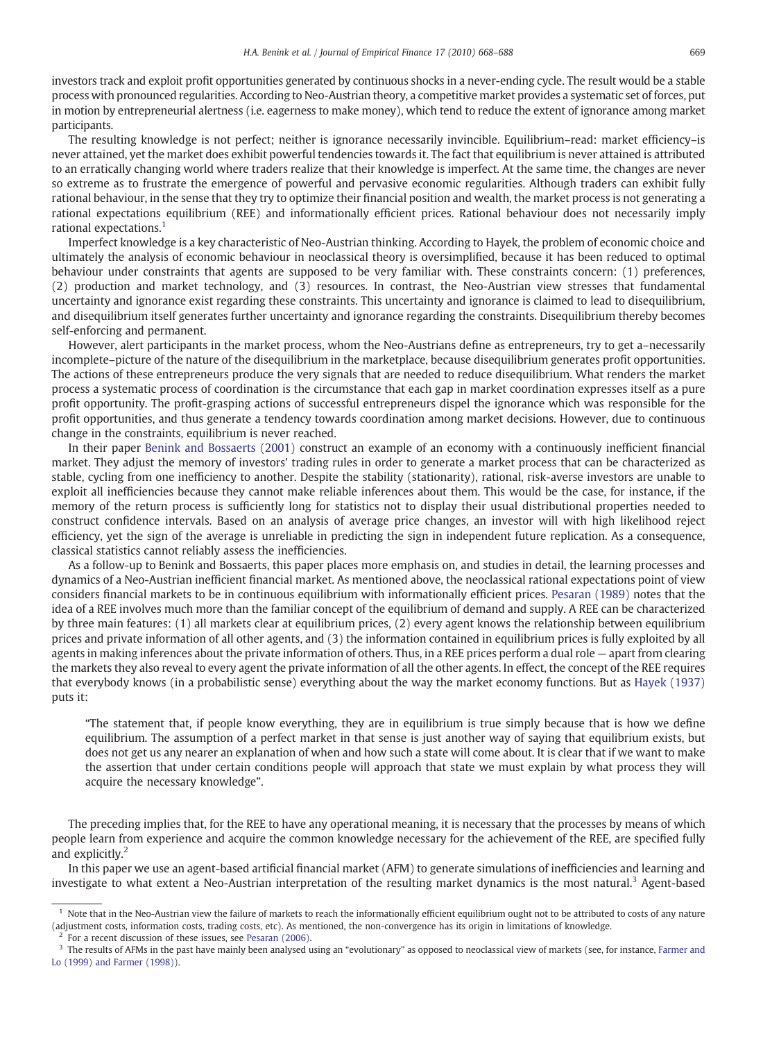investors track and exploit profit opportunities generated by continuous shocks in a never-ending cycle. The result would be a stable process with pronounced regularities. According to Neo-Austrian theory, a competitive market provides a systematic set of forces, put in motion by entrepreneurial alertness (i.e. eagerness to make money), which tend to reduce the extent of ignorance among market participants.

The resulting knowledge is not perfect; neither is ignorance necessarily invincible. Equilibrium–read: market efficiency–is never attained, yet the market does exhibit powerful tendencies towards it. The fact that equilibrium is never attained is attributed to an erratically changing world where traders realize that their knowledge is imperfect. At the same time, the changes are never so extreme as to frustrate the emergence of powerful and pervasive economic regularities. Although traders can exhibit fully rational behaviour, in the sense that they try to optimize their financial position and wealth, the market process is not generating a rational expectations equilibrium (REE) and informationally efficient prices. Rational behaviour does not necessarily imply rational expectations.[1]

Imperfect knowledge is a key characteristic of Neo-Austrian thinking. According to Hayek, the problem of economic choice and ultimately the analysis of economic behaviour in neoclassical theory is oversimplified, because it has been reduced to optimal behaviour under constraints that agents are supposed to be very familiar with. These constraints concern: (1) preferences, (2) production and market technology, and (3) resources. In contrast, the Neo-Austrian view stresses that fundamental uncertainty and ignorance exist regarding these constraints. This uncertainty and ignorance is claimed to lead to disequilibrium, and disequilibrium itself generates further uncertainty and ignorance regarding the constraints. Disequilibrium thereby becomes self-enforcing and permanent.

However, alert participants in the market process, whom the Neo-Austrians define as entrepreneurs, try to get a–necessarily incomplete–picture of the nature of the disequilibrium in the marketplace, because disequilibrium generates profit opportunities. The actions of these entrepreneurs produce the very signals that are needed to reduce disequilibrium. What renders the market process a systematic process of coordination is the circumstance that each gap in market coordination expresses itself as a pure profit opportunity. The profit-grasping actions of successful entrepreneurs dispel the ignorance which was responsible for the profit opportunities, and thus generate a tendency towards coordination among market decisions. However, due to continuous change in the constraints, equilibrium is never reached.

In their paper Benink and Bossaerts (2001) construct an example of an economy with a continuously inefficient financial market. They adjust the memory of investors' trading rules in order to generate a market process that can be characterized as stable, cycling from one inefficiency to another. Despite the stability (stationarity), rational, risk-averse investors are unable to exploit all inefficiencies because they cannot make reliable inferences about them. This would be the case, for instance, if the memory of the return process is sufficiently long for statistics not to display their usual distributional properties needed to construct confidence intervals. Based on an analysis of average price changes, an investor will with high likelihood reject efficiency, yet the sign of the average is unreliable in predicting the sign in independent future replication. As a consequence, classical statistics cannot reliably assess the inefficiencies.

As a follow-up to Benink and Bossaerts, this paper places more emphasis on, and studies in detail, the learning processes and dynamics of a Neo-Austrian inefficient financial market. As mentioned above, the neoclassical rational expectations point of view considers financial markets to be in continuous equilibrium with informationally efficient prices. Pesaran (1989) notes that the idea of a REE involves much more than the familiar concept of the equilibrium of demand and supply. A REE can be characterized by three main features: (1) all markets clear at equilibrium prices, (2) every agent knows the relationship between equilibrium prices and private information of all other agents, and (3) the information contained in equilibrium prices is fully exploited by all agents in making inferences about the private information of others. Thus, in a REE prices perform a dual role — apart from clearing the markets they also reveal to every agent the private information of all the other agents. In effect, the concept of the REE requires that everybody knows (in a probabilistic sense) everything about the way the market economy functions. But as Hayek (1937) puts it:

> "The statement that, if people know everything, they are in equilibrium is true simply because that is how we define equilibrium. The assumption of a perfect market in that sense is just another way of saying that equilibrium exists, but does not get us any nearer an explanation of when and how such a state will come about. It is clear that if we want to make the assertion that under certain conditions people will approach that state we must explain by what process they will acquire the necessary knowledge".

The preceding implies that, for the REE to have any operational meaning, it is necessary that the processes by means of which people learn from experience and acquire the common knowledge necessary for the achievement of the REE, are specified fully and explicitly.[2]

In this paper we use an agent-based artificial financial market (AFM) to generate simulations of inefficiencies and learning and investigate to what extent a Neo-Austrian interpretation of the resulting market dynamics is the most natural.[3] Agent-based

[1] Note that in the Neo-Austrian view the failure of markets to reach the informationally efficient equilibrium ought not to be attributed to costs of any nature (adjustment costs, information costs, trading costs, etc). As mentioned, the non-convergence has its origin in limitations of knowledge.

[2] For a recent discussion of these issues, see Pesaran (2006).

[3] The results of AFMs in the past have mainly been analysed using an "evolutionary" as opposed to neoclassical view of markets (see, for instance, Farmer and Lo (1999) and Farmer (1998)).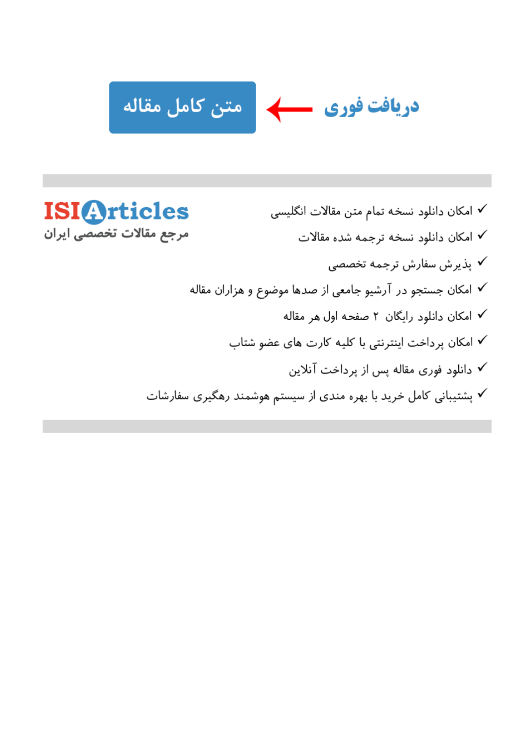دریافت فوری ← متن کامل مقاله

**ISIArticles**
مرجع مقالات تخصصی ایران

- ✓ امکان دانلود نسخه تمام متن مقالات انگلیسی
- ✓ امکان دانلود نسخه ترجمه شده مقالات
- ✓ پذیرش سفارش ترجمه تخصصی
- ✓ امکان جستجو در آرشیو جامعی از صدها موضوع و هزاران مقاله
- ✓ امکان دانلود رایگان ۲ صفحه اول هر مقاله
- ✓ امکان پرداخت اینترنتی با کلیه کارت های عضو شتاب
- ✓ دانلود فوری مقاله پس از پرداخت آنلاین
- ✓ پشتیبانی کامل خرید با بهره مندی از سیستم هوشمند رهگیری سفارشات